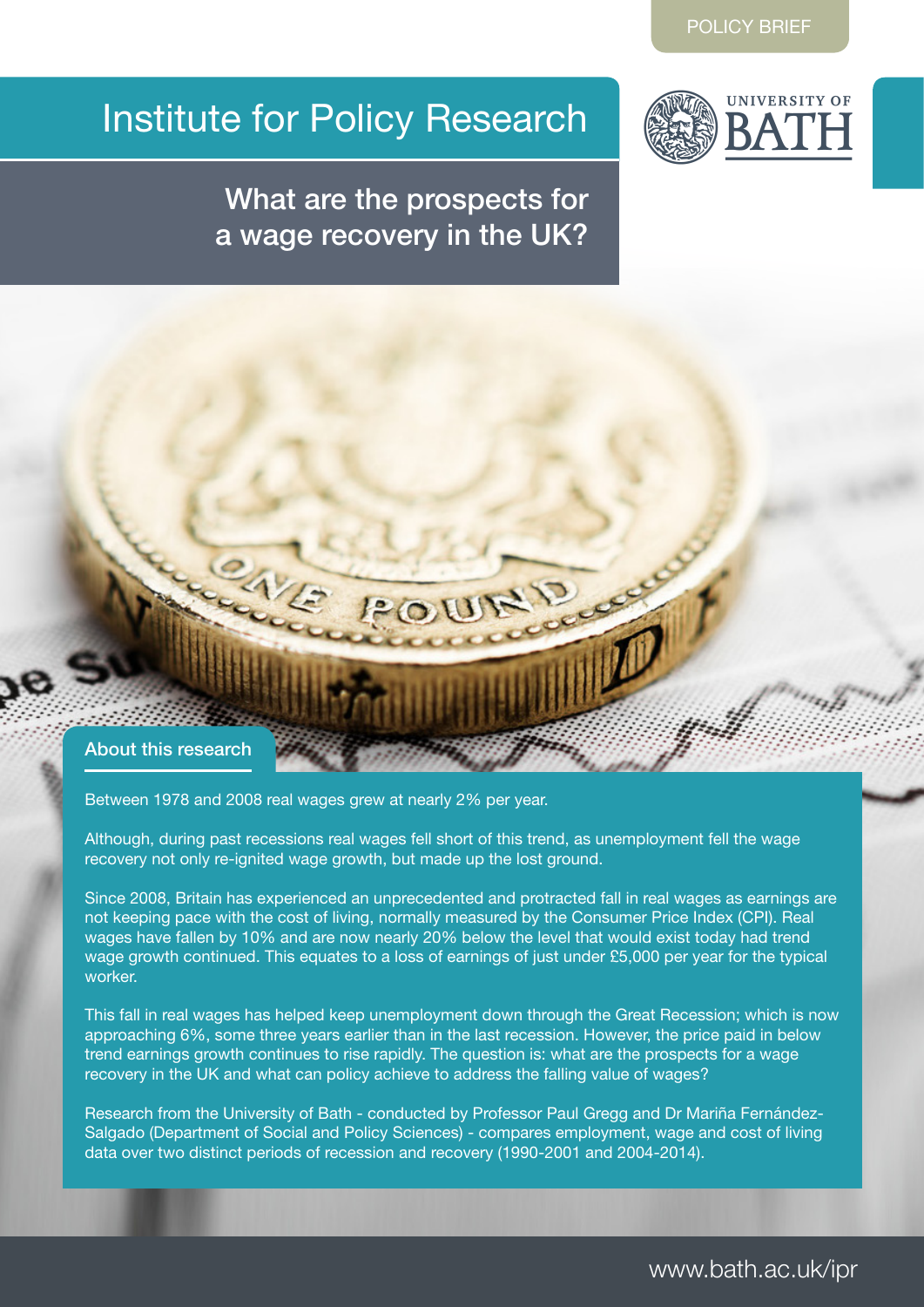POLICY BRIEF

# Institute for Policy Research

UNIVERSITY OF BATH

## What are the prospects for a wage recovery in the UK?

### About this research

Between 1978 and 2008 real wages grew at nearly 2% per year.

Although, during past recessions real wages fell short of this trend, as unemployment fell the wage recovery not only re-ignited wage growth, but made up the lost ground.

Since 2008, Britain has experienced an unprecedented and protracted fall in real wages as earnings are not keeping pace with the cost of living, normally measured by the Consumer Price Index (CPI). Real wages have fallen by 10% and are now nearly 20% below the level that would exist today had trend wage growth continued. This equates to a loss of earnings of just under £5,000 per year for the typical worker.

This fall in real wages has helped keep unemployment down through the Great Recession; which is now approaching 6%, some three years earlier than in the last recession. However, the price paid in below trend earnings growth continues to rise rapidly. The question is: what are the prospects for a wage recovery in the UK and what can policy achieve to address the falling value of wages?

Research from the University of Bath - conducted by Professor Paul Gregg and Dr Mariña Fernández-Salgado (Department of Social and Policy Sciences) - compares employment, wage and cost of living data over two distinct periods of recession and recovery (1990-2001 and 2004-2014).

www.bath.ac.uk/ipr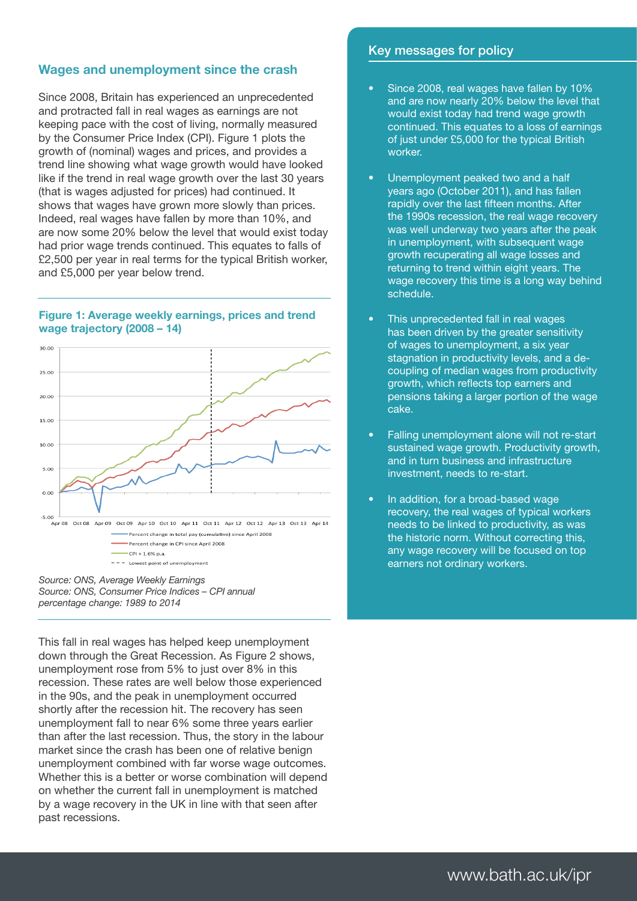## Wages and unemployment since the crash

Since 2008, Britain has experienced an unprecedented and protracted fall in real wages as earnings are not keeping pace with the cost of living, normally measured by the Consumer Price Index (CPI). Figure 1 plots the growth of (nominal) wages and prices, and provides a trend line showing what wage growth would have looked like if the trend in real wage growth over the last 30 years (that is wages adjusted for prices) had continued. It shows that wages have grown more slowly than prices. Indeed, real wages have fallen by more than 10%, and are now some 20% below the level that would exist today had prior wage trends continued. This equates to falls of £2,500 per year in real terms for the typical British worker, and £5,000 per year below trend.

**Figure 1: Average weekly earnings, prices and trend wage trajectory (2008 – 14)**

*Source: ONS, Average Weekly Earnings*
*Source: ONS, Consumer Price Indices – CPI annual percentage change: 1989 to 2014*

This fall in real wages has helped keep unemployment down through the Great Recession. As Figure 2 shows, unemployment rose from 5% to just over 8% in this recession. These rates are well below those experienced in the 90s, and the peak in unemployment occurred shortly after the recession hit. The recovery has seen unemployment fall to near 6% some three years earlier than after the last recession. Thus, the story in the labour market since the crash has been one of relative benign unemployment combined with far worse wage outcomes. Whether this is a better or worse combination will depend on whether the current fall in unemployment is matched by a wage recovery in the UK in line with that seen after past recessions.

## Key messages for policy

- Since 2008, real wages have fallen by 10% and are now nearly 20% below the level that would exist today had trend wage growth continued. This equates to a loss of earnings of just under £5,000 for the typical British worker.
- Unemployment peaked two and a half years ago (October 2011), and has fallen rapidly over the last fifteen months. After the 1990s recession, the real wage recovery was well underway two years after the peak in unemployment, with subsequent wage growth recuperating all wage losses and returning to trend within eight years. The wage recovery this time is a long way behind schedule.
- This unprecedented fall in real wages has been driven by the greater sensitivity of wages to unemployment, a six year stagnation in productivity levels, and a de-coupling of median wages from productivity growth, which reflects top earners and pensions taking a larger portion of the wage cake.
- Falling unemployment alone will not re-start sustained wage growth. Productivity growth, and in turn business and infrastructure investment, needs to re-start.
- In addition, for a broad-based wage recovery, the real wages of typical workers needs to be linked to productivity, as was the historic norm. Without correcting this, any wage recovery will be focused on top earners not ordinary workers.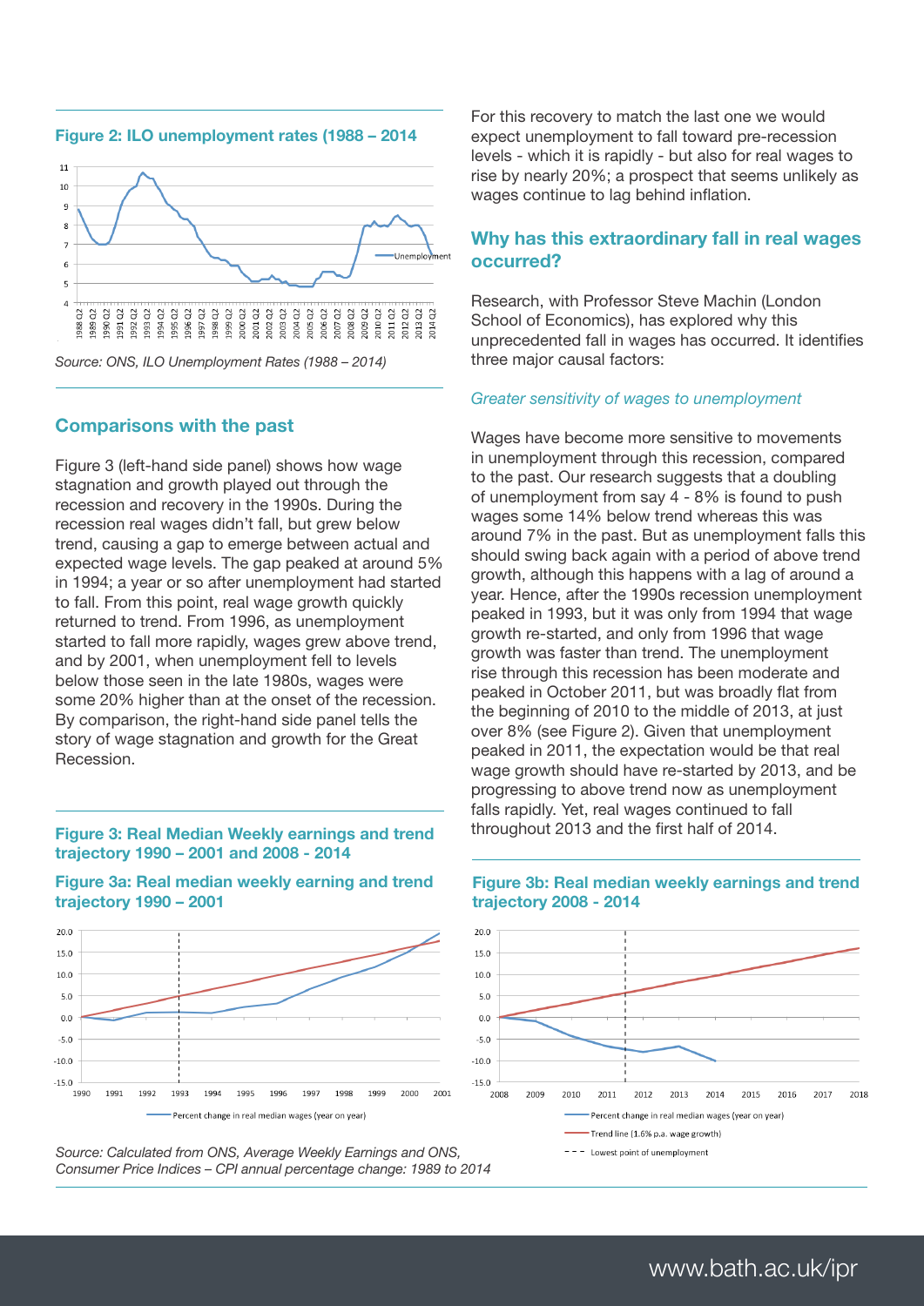**Figure 2: ILO unemployment rates (1988 – 2014**

*Source: ONS, ILO Unemployment Rates (1988 – 2014)*

## Comparisons with the past

Figure 3 (left-hand side panel) shows how wage stagnation and growth played out through the recession and recovery in the 1990s. During the recession real wages didn't fall, but grew below trend, causing a gap to emerge between actual and expected wage levels. The gap peaked at around 5% in 1994; a year or so after unemployment had started to fall. From this point, real wage growth quickly returned to trend. From 1996, as unemployment started to fall more rapidly, wages grew above trend, and by 2001, when unemployment fell to levels below those seen in the late 1980s, wages were some 20% higher than at the onset of the recession. By comparison, the right-hand side panel tells the story of wage stagnation and growth for the Great Recession.

**Figure 3: Real Median Weekly earnings and trend trajectory 1990 – 2001 and 2008 - 2014**

**Figure 3a: Real median weekly earning and trend trajectory 1990 – 2001**

**Figure 3b: Real median weekly earnings and trend trajectory 2008 - 2014**

*Source: Calculated from ONS, Average Weekly Earnings and ONS, Consumer Price Indices – CPI annual percentage change: 1989 to 2014*

For this recovery to match the last one we would expect unemployment to fall toward pre-recession levels - which it is rapidly - but also for real wages to rise by nearly 20%; a prospect that seems unlikely as wages continue to lag behind inflation.

## Why has this extraordinary fall in real wages occurred?

Research, with Professor Steve Machin (London School of Economics), has explored why this unprecedented fall in wages has occurred. It identifies three major causal factors:

*Greater sensitivity of wages to unemployment*

Wages have become more sensitive to movements in unemployment through this recession, compared to the past. Our research suggests that a doubling of unemployment from say 4 - 8% is found to push wages some 14% below trend whereas this was around 7% in the past. But as unemployment falls this should swing back again with a period of above trend growth, although this happens with a lag of around a year. Hence, after the 1990s recession unemployment peaked in 1993, but it was only from 1994 that wage growth re-started, and only from 1996 that wage growth was faster than trend. The unemployment rise through this recession has been moderate and peaked in October 2011, but was broadly flat from the beginning of 2010 to the middle of 2013, at just over 8% (see Figure 2). Given that unemployment peaked in 2011, the expectation would be that real wage growth should have re-started by 2013, and be progressing to above trend now as unemployment falls rapidly. Yet, real wages continued to fall throughout 2013 and the first half of 2014.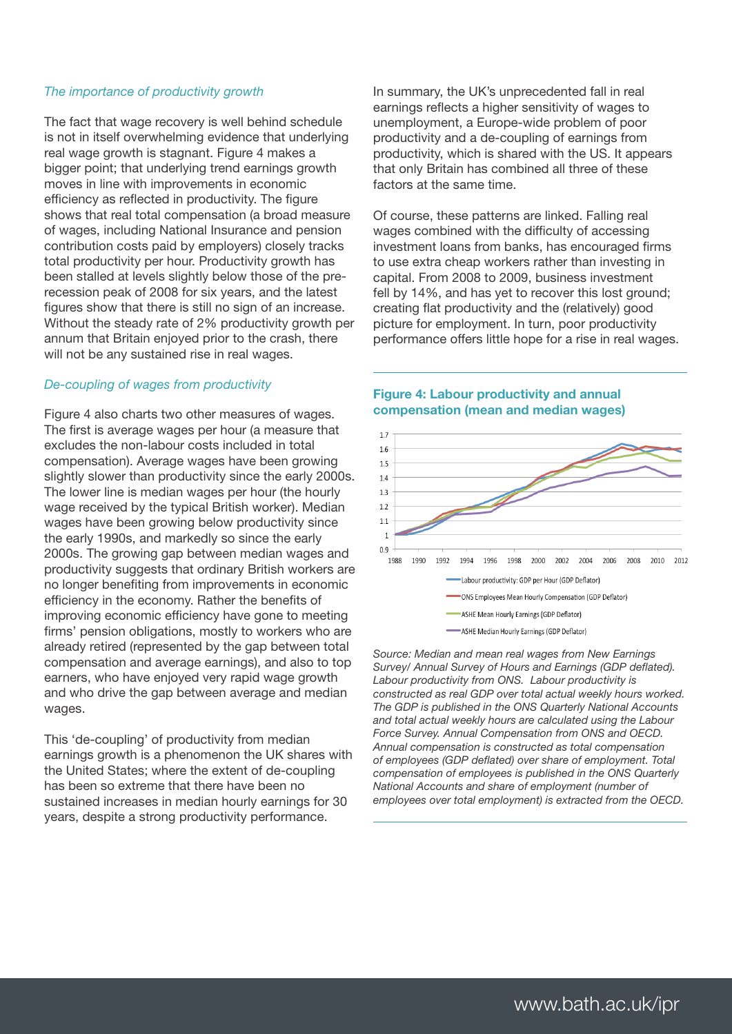*The importance of productivity growth*

The fact that wage recovery is well behind schedule is not in itself overwhelming evidence that underlying real wage growth is stagnant. Figure 4 makes a bigger point; that underlying trend earnings growth moves in line with improvements in economic efficiency as reflected in productivity. The figure shows that real total compensation (a broad measure of wages, including National Insurance and pension contribution costs paid by employers) closely tracks total productivity per hour. Productivity growth has been stalled at levels slightly below those of the pre-recession peak of 2008 for six years, and the latest figures show that there is still no sign of an increase. Without the steady rate of 2% productivity growth per annum that Britain enjoyed prior to the crash, there will not be any sustained rise in real wages.

*De-coupling of wages from productivity*

Figure 4 also charts two other measures of wages. The first is average wages per hour (a measure that excludes the non-labour costs included in total compensation). Average wages have been growing slightly slower than productivity since the early 2000s. The lower line is median wages per hour (the hourly wage received by the typical British worker). Median wages have been growing below productivity since the early 1990s, and markedly so since the early 2000s. The growing gap between median wages and productivity suggests that ordinary British workers are no longer benefiting from improvements in economic efficiency in the economy. Rather the benefits of improving economic efficiency have gone to meeting firms' pension obligations, mostly to workers who are already retired (represented by the gap between total compensation and average earnings), and also to top earners, who have enjoyed very rapid wage growth and who drive the gap between average and median wages.

This 'de-coupling' of productivity from median earnings growth is a phenomenon the UK shares with the United States; where the extent of de-coupling has been so extreme that there have been no sustained increases in median hourly earnings for 30 years, despite a strong productivity performance.

In summary, the UK's unprecedented fall in real earnings reflects a higher sensitivity of wages to unemployment, a Europe-wide problem of poor productivity and a de-coupling of earnings from productivity, which is shared with the US. It appears that only Britain has combined all three of these factors at the same time.

Of course, these patterns are linked. Falling real wages combined with the difficulty of accessing investment loans from banks, has encouraged firms to use extra cheap workers rather than investing in capital. From 2008 to 2009, business investment fell by 14%, and has yet to recover this lost ground; creating flat productivity and the (relatively) good picture for employment. In turn, poor productivity performance offers little hope for a rise in real wages.

**Figure 4: Labour productivity and annual compensation (mean and median wages)**

*Source: Median and mean real wages from New Earnings Survey/ Annual Survey of Hours and Earnings (GDP deflated). Labour productivity from ONS. Labour productivity is constructed as real GDP over total actual weekly hours worked. The GDP is published in the ONS Quarterly National Accounts and total actual weekly hours are calculated using the Labour Force Survey. Annual Compensation from ONS and OECD. Annual compensation is constructed as total compensation of employees (GDP deflated) over share of employment. Total compensation of employees is published in the ONS Quarterly National Accounts and share of employment (number of employees over total employment) is extracted from the OECD.*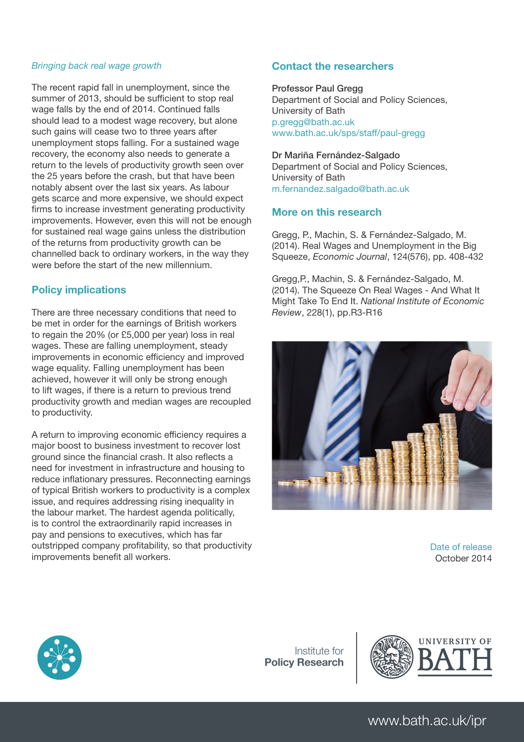*Bringing back real wage growth*

The recent rapid fall in unemployment, since the summer of 2013, should be sufficient to stop real wage falls by the end of 2014. Continued falls should lead to a modest wage recovery, but alone such gains will cease two to three years after unemployment stops falling. For a sustained wage recovery, the economy also needs to generate a return to the levels of productivity growth seen over the 25 years before the crash, but that have been notably absent over the last six years. As labour gets scarce and more expensive, we should expect firms to increase investment generating productivity improvements. However, even this will not be enough for sustained real wage gains unless the distribution of the returns from productivity growth can be channelled back to ordinary workers, in the way they were before the start of the new millennium.

## Policy implications

There are three necessary conditions that need to be met in order for the earnings of British workers to regain the 20% (or £5,000 per year) loss in real wages. These are falling unemployment, steady improvements in economic efficiency and improved wage equality. Falling unemployment has been achieved, however it will only be strong enough to lift wages, if there is a return to previous trend productivity growth and median wages are recoupled to productivity.

A return to improving economic efficiency requires a major boost to business investment to recover lost ground since the financial crash. It also reflects a need for investment in infrastructure and housing to reduce inflationary pressures. Reconnecting earnings of typical British workers to productivity is a complex issue, and requires addressing rising inequality in the labour market. The hardest agenda politically, is to control the extraordinarily rapid increases in pay and pensions to executives, which has far outstripped company profitability, so that productivity improvements benefit all workers.

## Contact the researchers

**Professor Paul Gregg**
Department of Social and Policy Sciences, University of Bath
p.gregg@bath.ac.uk
www.bath.ac.uk/sps/staff/paul-gregg

**Dr Mariña Fernández-Salgado**
Department of Social and Policy Sciences, University of Bath
m.fernandez.salgado@bath.ac.uk

## More on this research

Gregg, P., Machin, S. & Fernández-Salgado, M. (2014). Real Wages and Unemployment in the Big Squeeze, *Economic Journal*, 124(576), pp. 408-432

Gregg,P., Machin, S. & Fernández-Salgado, M. (2014). The Squeeze On Real Wages - And What It Might Take To End It. *National Institute of Economic Review*, 228(1), pp.R3-R16

Date of release
October 2014

Institute for
**Policy Research**

UNIVERSITY OF BATH

www.bath.ac.uk/ipr